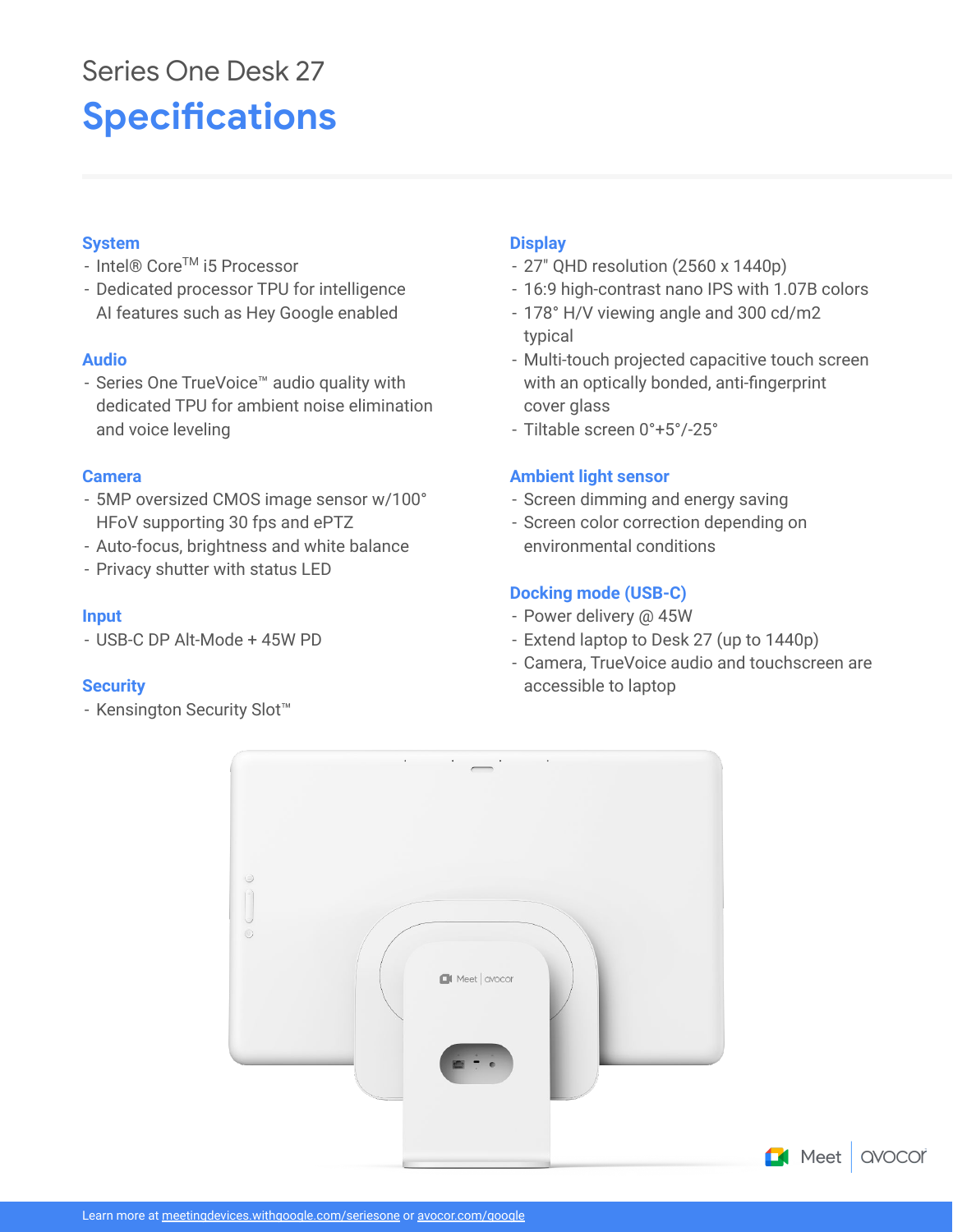Series One Desk 27

# Specifications

## System

- Intel® Core™ i5 Processor
- Dedicated processor TPU for intelligence AI features such as Hey Google enabled

## Audio

- Series One TrueVoice™ audio quality with dedicated TPU for ambient noise elimination and voice leveling

## Camera

- 5MP oversized CMOS image sensor w/100° HFoV supporting 30 fps and ePTZ
- Auto-focus, brightness and white balance
- Privacy shutter with status LED

## Input

- USB-C DP Alt-Mode + 45W PD

## Security

- Kensington Security Slot™

## Display

- 27" QHD resolution (2560 x 1440p)
- 16:9 high-contrast nano IPS with 1.07B colors
- 178° H/V viewing angle and 300 cd/m2 typical
- Multi-touch projected capacitive touch screen with an optically bonded, anti-fingerprint cover glass
- Tiltable screen 0°+5°/-25°

## Ambient light sensor

- Screen dimming and energy saving
- Screen color correction depending on environmental conditions

## Docking mode (USB-C)

- Power delivery @ 45W
- Extend laptop to Desk 27 (up to 1440p)
- Camera, TrueVoice audio and touchscreen are accessible to laptop

Meet | avocor

Learn more at meetingdevices.withgoogle.com/seriesone or avocor.com/google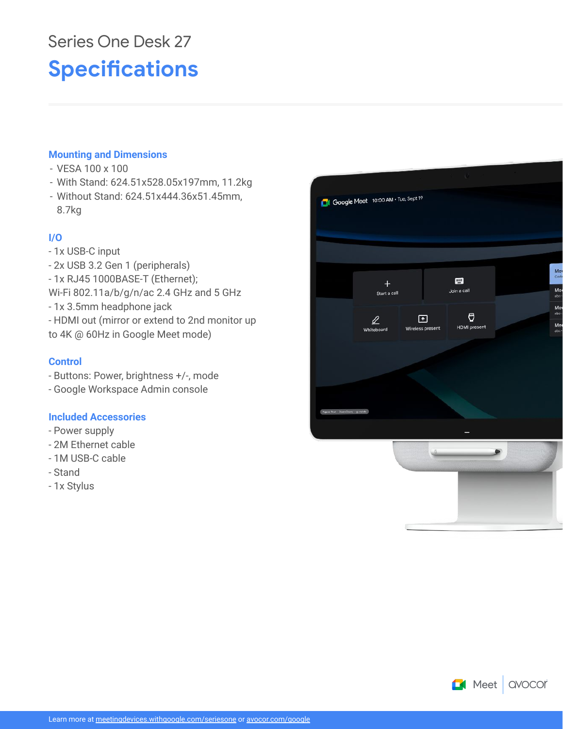Series One Desk 27

# Specifications

## Mounting and Dimensions

- VESA 100 x 100
- With Stand: 624.51x528.05x197mm, 11.2kg
- Without Stand: 624.51x444.36x51.45mm, 8.7kg

## I/O

- 1x USB-C input
- 2x USB 3.2 Gen 1 (peripherals)
- 1x RJ45 1000BASE-T (Ethernet);
  Wi-Fi 802.11a/b/g/n/ac 2.4 GHz and 5 GHz
- 1x 3.5mm headphone jack
- HDMI out (mirror or extend to 2nd monitor up to 4K @ 60Hz in Google Meet mode)

## Control

- Buttons: Power, brightness +/-, mode
- Google Workspace Admin console

## Included Accessories

- Power supply
- 2M Ethernet cable
- 1M USB-C cable
- Stand
- 1x Stylus

Meet | avocor

Learn more at meetingdevices.withgoogle.com/seriesone or avocor.com/google